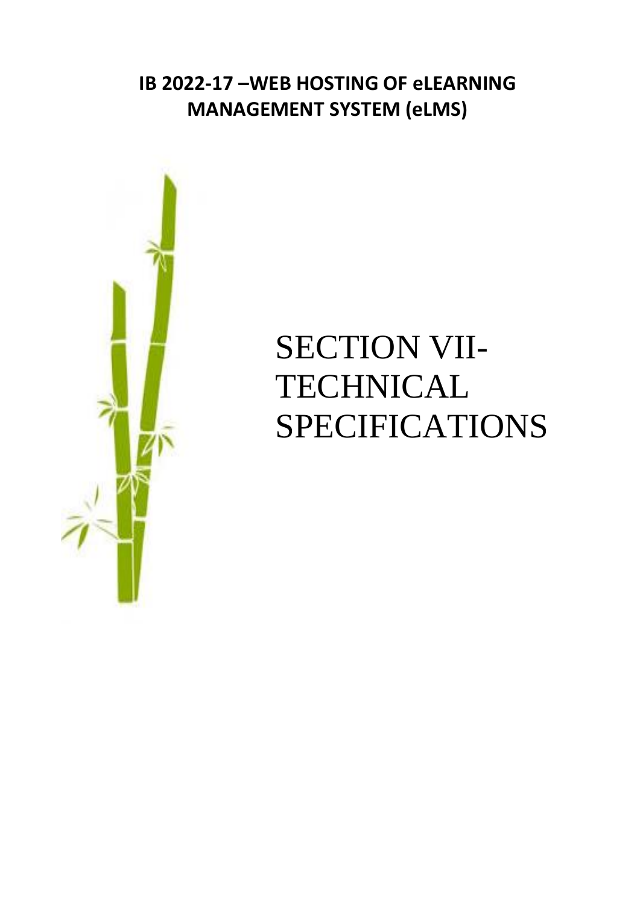**IB 2022-17 –WEB HOSTING OF eLEARNING MANAGEMENT SYSTEM (eLMS)**

# SECTION VII-TECHNICAL SPECIFICATIONS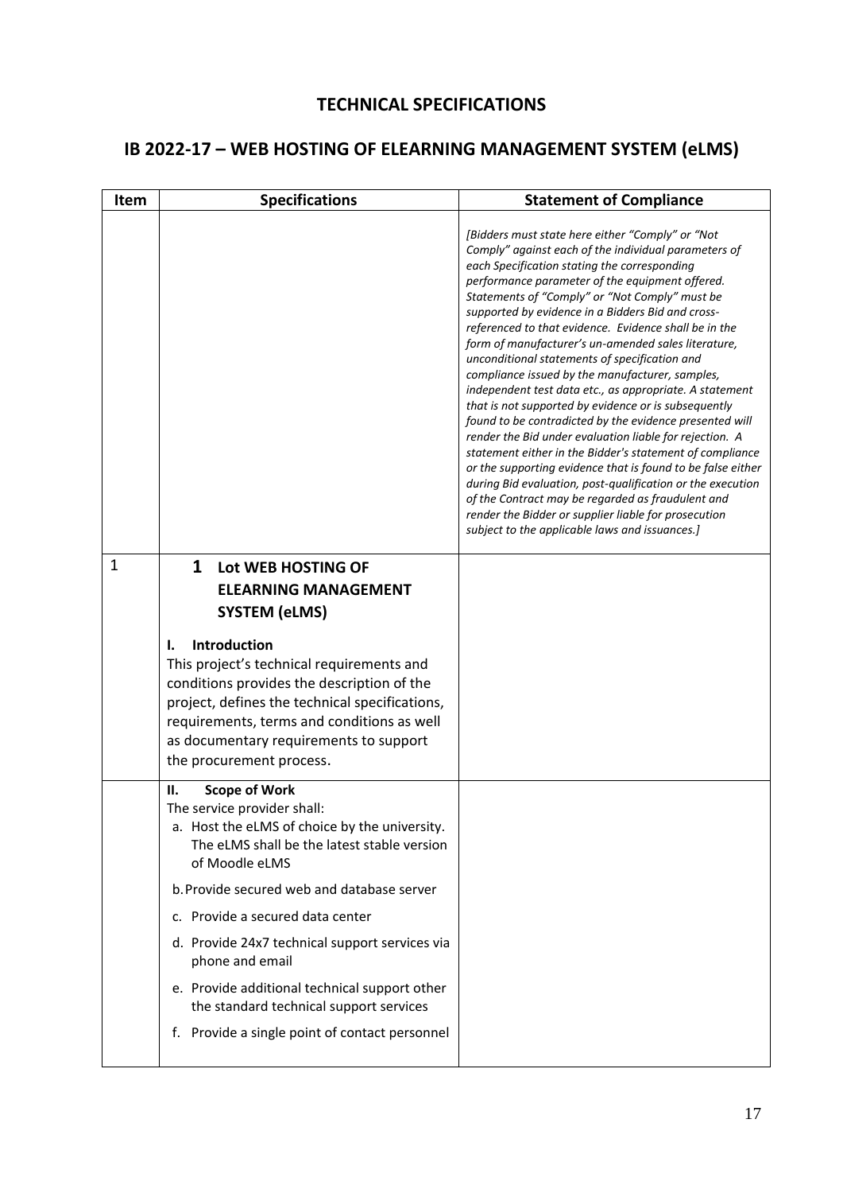## TECHNICAL SPECIFICATIONS

## IB 2022-17 – WEB HOSTING OF ELEARNING MANAGEMENT SYSTEM (eLMS)

| Item | Specifications | Statement of Compliance |
|---|---|---|
| | | *[Bidders must state here either "Comply" or "Not Comply" against each of the individual parameters of each Specification stating the corresponding performance parameter of the equipment offered. Statements of "Comply" or "Not Comply" must be supported by evidence in a Bidders Bid and cross-referenced to that evidence. Evidence shall be in the form of manufacturer's un-amended sales literature, unconditional statements of specification and compliance issued by the manufacturer, samples, independent test data etc., as appropriate. A statement that is not supported by evidence or is subsequently found to be contradicted by the evidence presented will render the Bid under evaluation liable for rejection. A statement either in the Bidder's statement of compliance or the supporting evidence that is found to be false either during Bid evaluation, post-qualification or the execution of the Contract may be regarded as fraudulent and render the Bidder or supplier liable for prosecution subject to the applicable laws and issuances.]* |
| 1 | **1 Lot WEB HOSTING OF ELEARNING MANAGEMENT SYSTEM (eLMS)**<br><br>**I. Introduction**<br>This project's technical requirements and conditions provides the description of the project, defines the technical specifications, requirements, terms and conditions as well as documentary requirements to support the procurement process. | |
| | **II. Scope of Work**<br>The service provider shall:<br>a. Host the eLMS of choice by the university. The eLMS shall be the latest stable version of Moodle eLMS<br>b. Provide secured web and database server<br>c. Provide a secured data center<br>d. Provide 24x7 technical support services via phone and email<br>e. Provide additional technical support other the standard technical support services<br>f. Provide a single point of contact personnel | |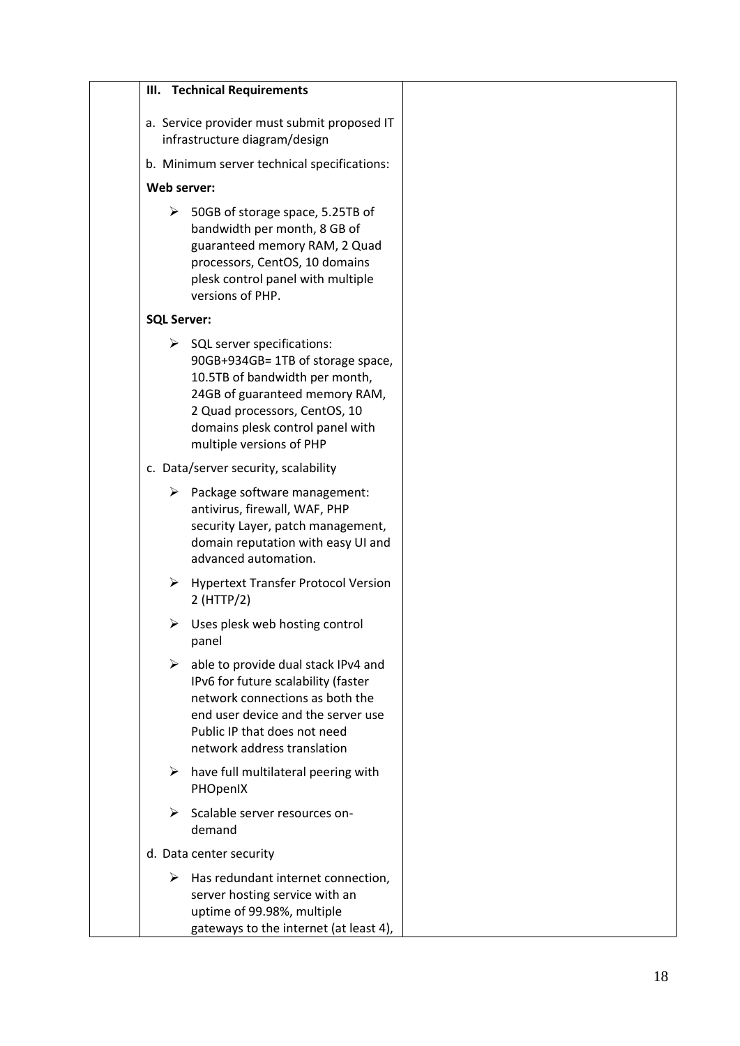| | III. Technical Requirements | |
|---|---|---|
| | a. Service provider must submit proposed IT infrastructure diagram/design<br><br>b. Minimum server technical specifications:<br><br>**Web server:**<br><br>➢ 50GB of storage space, 5.25TB of bandwidth per month, 8 GB of guaranteed memory RAM, 2 Quad processors, CentOS, 10 domains plesk control panel with multiple versions of PHP.<br><br>**SQL Server:**<br><br>➢ SQL server specifications: 90GB+934GB= 1TB of storage space, 10.5TB of bandwidth per month, 24GB of guaranteed memory RAM, 2 Quad processors, CentOS, 10 domains plesk control panel with multiple versions of PHP<br><br>c. Data/server security, scalability<br><br>➢ Package software management: antivirus, firewall, WAF, PHP security Layer, patch management, domain reputation with easy UI and advanced automation.<br><br>➢ Hypertext Transfer Protocol Version 2 (HTTP/2)<br><br>➢ Uses plesk web hosting control panel<br><br>➢ able to provide dual stack IPv4 and IPv6 for future scalability (faster network connections as both the end user device and the server use Public IP that does not need network address translation<br><br>➢ have full multilateral peering with PHOpenIX<br><br>➢ Scalable server resources on-demand<br><br>d. Data center security<br><br>➢ Has redundant internet connection, server hosting service with an uptime of 99.98%, multiple gateways to the internet (at least 4), | |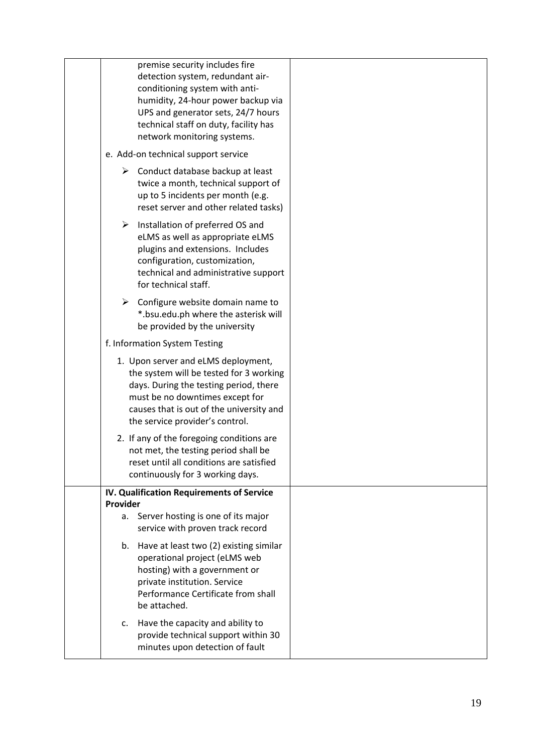| | | |
|---|---|---|
| | premise security includes fire detection system, redundant air-conditioning system with anti-humidity, 24-hour power backup via UPS and generator sets, 24/7 hours technical staff on duty, facility has network monitoring systems.<br><br>e. Add-on technical support service<br><br>➢ Conduct database backup at least twice a month, technical support of up to 5 incidents per month (e.g. reset server and other related tasks)<br><br>➢ Installation of preferred OS and eLMS as well as appropriate eLMS plugins and extensions. Includes configuration, customization, technical and administrative support for technical staff.<br><br>➢ Configure website domain name to *.bsu.edu.ph where the asterisk will be provided by the university<br><br>f. Information System Testing<br><br>1. Upon server and eLMS deployment, the system will be tested for 3 working days. During the testing period, there must be no downtimes except for causes that is out of the university and the service provider's control.<br><br>2. If any of the foregoing conditions are not met, the testing period shall be reset until all conditions are satisfied continuously for 3 working days. | |
| | **IV. Qualification Requirements of Service Provider**<br><br>a. Server hosting is one of its major service with proven track record<br><br>b. Have at least two (2) existing similar operational project (eLMS web hosting) with a government or private institution. Service Performance Certificate from shall be attached.<br><br>c. Have the capacity and ability to provide technical support within 30 minutes upon detection of fault | |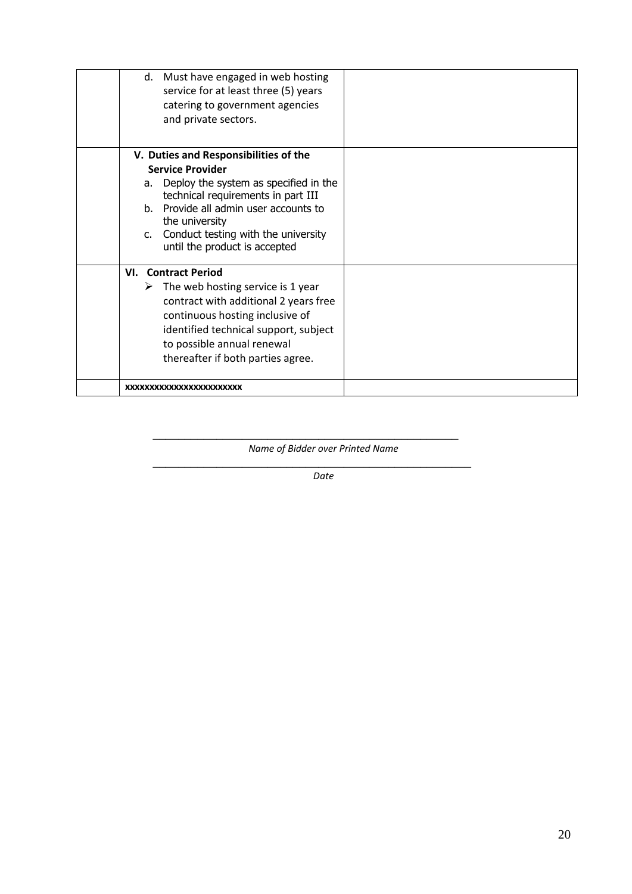| | | |
|---|---|---|
| | d. Must have engaged in web hosting service for at least three (5) years catering to government agencies and private sectors. | |
| | **V. Duties and Responsibilities of the Service Provider**<br>a. Deploy the system as specified in the technical requirements in part III<br>b. Provide all admin user accounts to the university<br>c. Conduct testing with the university until the product is accepted | |
| | **VI. Contract Period**<br>➢ The web hosting service is 1 year contract with additional 2 years free continuous hosting inclusive of identified technical support, subject to possible annual renewal thereafter if both parties agree. | |
| | **xxxxxxxxxxxxxxxxxxxxxxxx** | |

_______________________________________________

*Name of Bidder over Printed Name*

_______________________________________________

*Date*